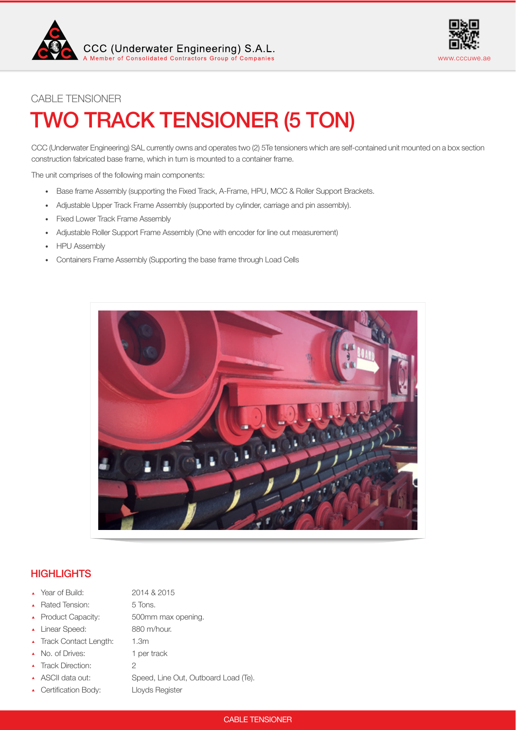CCC (Underwater Engineering) S.A.L.
A Member of Consolidated Contractors Group of Companies

www.cccuwe.ae

CABLE TENSIONER

# TWO TRACK TENSIONER (5 TON)

CCC (Underwater Engineering) SAL currently owns and operates two (2) 5Te tensioners which are self-contained unit mounted on a box section construction fabricated base frame, which in turn is mounted to a container frame.

The unit comprises of the following main components:

- Base frame Assembly (supporting the Fixed Track, A-Frame, HPU, MCC & Roller Support Brackets.
- Adjustable Upper Track Frame Assembly (supported by cylinder, carriage and pin assembly).
- Fixed Lower Track Frame Assembly
- Adjustable Roller Support Frame Assembly (One with encoder for line out measurement)
- HPU Assembly
- Containers Frame Assembly (Supporting the base frame through Load Cells

## HIGHLIGHTS

- Year of Build: 2014 & 2015
- Rated Tension: 5 Tons.
- Product Capacity: 500mm max opening.
- Linear Speed: 880 m/hour.
- Track Contact Length: 1.3m
- No. of Drives: 1 per track
- Track Direction: 2
- ASCII data out: Speed, Line Out, Outboard Load (Te).
- Certification Body: Lloyds Register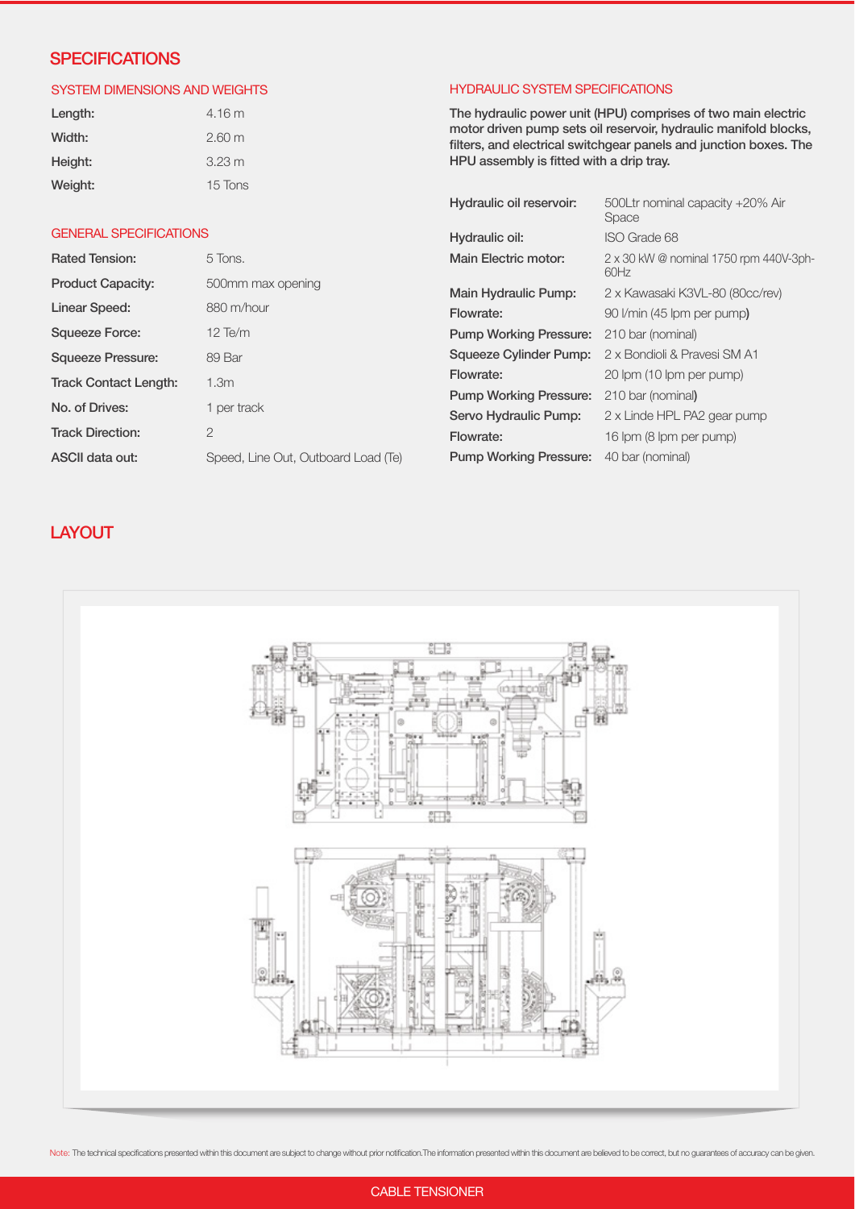# SPECIFICATIONS

## SYSTEM DIMENSIONS AND WEIGHTS

| | |
|---|---|
| Length: | 4.16 m |
| Width: | 2.60 m |
| Height: | 3.23 m |
| Weight: | 15 Tons |

## GENERAL SPECIFICATIONS

| | |
|---|---|
| Rated Tension: | 5 Tons. |
| Product Capacity: | 500mm max opening |
| Linear Speed: | 880 m/hour |
| Squeeze Force: | 12 Te/m |
| Squeeze Pressure: | 89 Bar |
| Track Contact Length: | 1.3m |
| No. of Drives: | 1 per track |
| Track Direction: | 2 |
| ASCII data out: | Speed, Line Out, Outboard Load (Te) |

## HYDRAULIC SYSTEM SPECIFICATIONS

**The hydraulic power unit (HPU) comprises of two main electric motor driven pump sets oil reservoir, hydraulic manifold blocks, filters, and electrical switchgear panels and junction boxes. The HPU assembly is fitted with a drip tray.**

| | |
|---|---|
| Hydraulic oil reservoir: | 500Ltr nominal capacity +20% Air Space |
| Hydraulic oil: | ISO Grade 68 |
| Main Electric motor: | 2 x 30 kW @ nominal 1750 rpm 440V-3ph-60Hz |
| Main Hydraulic Pump: | 2 x Kawasaki K3VL-80 (80cc/rev) |
| Flowrate: | 90 l/min (45 lpm per pump) |
| Pump Working Pressure: | 210 bar (nominal) |
| Squeeze Cylinder Pump: | 2 x Bondioli & Pravesi SM A1 |
| Flowrate: | 20 lpm (10 lpm per pump) |
| Pump Working Pressure: | 210 bar (nominal) |
| Servo Hydraulic Pump: | 2 x Linde HPL PA2 gear pump |
| Flowrate: | 16 lpm (8 lpm per pump) |
| Pump Working Pressure: | 40 bar (nominal) |

# LAYOUT

Note: The technical specifications presented within this document are subject to change without prior notification.The information presented within this document are believed to be correct, but no guarantees of accuracy can be given.

CABLE TENSIONER